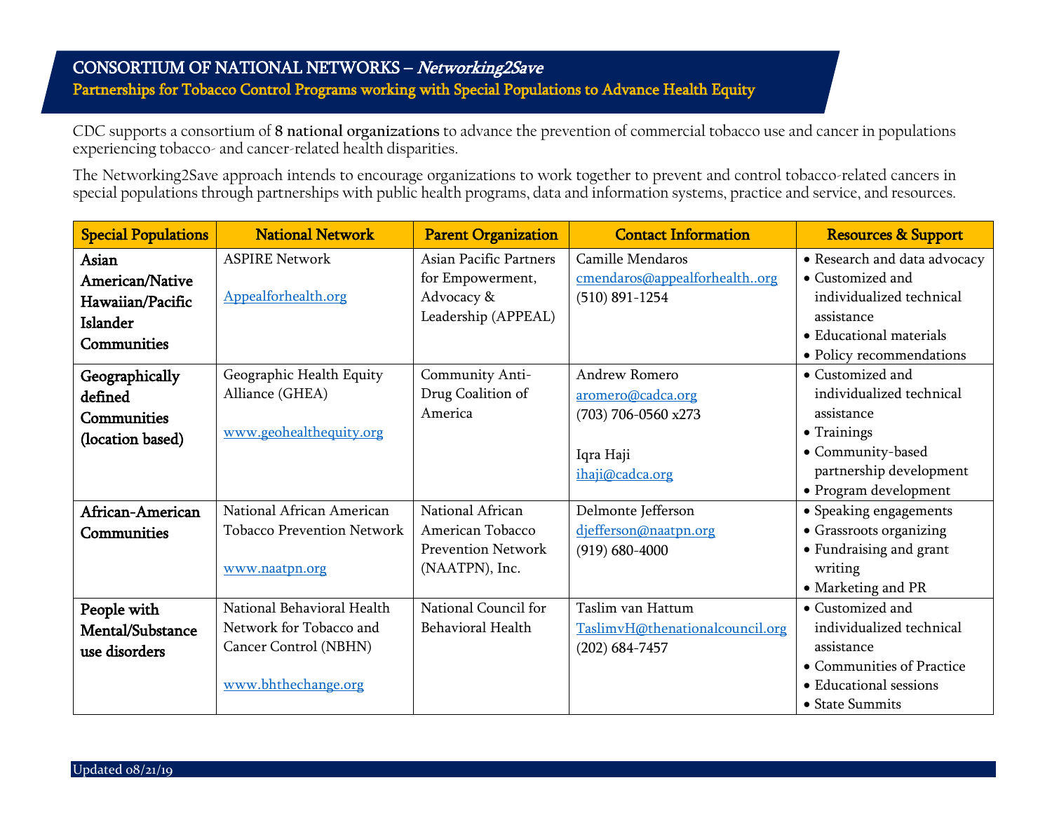# CONSORTIUM OF NATIONAL NETWORKS – *Networking2Save*

## Partnerships for Tobacco Control Programs working with Special Populations to Advance Health Equity

CDC supports a consortium of **8 national organizations** to advance the prevention of commercial tobacco use and cancer in populations experiencing tobacco- and cancer-related health disparities.

The Networking2Save approach intends to encourage organizations to work together to prevent and control tobacco-related cancers in special populations through partnerships with public health programs, data and information systems, practice and service, and resources.

| Special Populations | National Network | Parent Organization | Contact Information | Resources & Support |
|---|---|---|---|---|
| **Asian American/Native Hawaiian/Pacific Islander Communities** | ASPIRE Network<br><br>Appealforhealth.org | Asian Pacific Partners for Empowerment, Advocacy & Leadership (APPEAL) | Camille Mendaros<br>cmendaros@appealforhealth..org<br>(510) 891-1254 | • Research and data advocacy<br>• Customized and individualized technical assistance<br>• Educational materials<br>• Policy recommendations |
| **Geographically defined Communities (location based)** | Geographic Health Equity Alliance (GHEA)<br><br>www.geohealthequity.org | Community Anti-Drug Coalition of America | Andrew Romero<br>aromero@cadca.org<br>(703) 706-0560 x273<br><br>Iqra Haji<br>ihaji@cadca.org | • Customized and individualized technical assistance<br>• Trainings<br>• Community-based partnership development<br>• Program development |
| **African-American Communities** | National African American Tobacco Prevention Network<br><br>www.naatpn.org | National African American Tobacco Prevention Network (NAATPN), Inc. | Delmonte Jefferson<br>djefferson@naatpn.org<br>(919) 680-4000 | • Speaking engagements<br>• Grassroots organizing<br>• Fundraising and grant writing<br>• Marketing and PR |
| **People with Mental/Substance use disorders** | National Behavioral Health Network for Tobacco and Cancer Control (NBHN)<br><br>www.bhthechange.org | National Council for Behavioral Health | Taslim van Hattum<br>TaslimvH@thenationalcouncil.org<br>(202) 684-7457 | • Customized and individualized technical assistance<br>• Communities of Practice<br>• Educational sessions<br>• State Summits |

Updated 08/21/19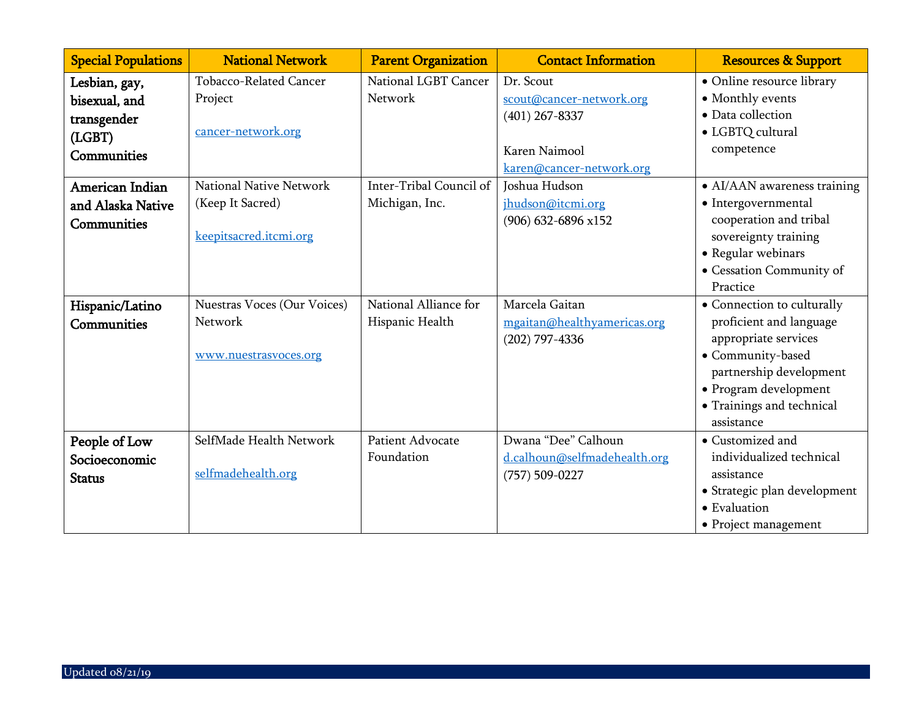| Special Populations | National Network | Parent Organization | Contact Information | Resources & Support |
|---|---|---|---|---|
| **Lesbian, gay, bisexual, and transgender (LGBT) Communities** | Tobacco-Related Cancer Project<br><br>cancer-network.org | National LGBT Cancer Network | Dr. Scout<br>scout@cancer-network.org<br>(401) 267-8337<br><br>Karen Naimool<br>karen@cancer-network.org | • Online resource library<br>• Monthly events<br>• Data collection<br>• LGBTQ cultural competence |
| **American Indian and Alaska Native Communities** | National Native Network (Keep It Sacred)<br><br>keepitsacred.itcmi.org | Inter-Tribal Council of Michigan, Inc. | Joshua Hudson<br>jhudson@itcmi.org<br>(906) 632-6896 x152 | • AI/AAN awareness training<br>• Intergovernmental cooperation and tribal sovereignty training<br>• Regular webinars<br>• Cessation Community of Practice |
| **Hispanic/Latino Communities** | Nuestras Voces (Our Voices) Network<br><br>www.nuestrasvoces.org | National Alliance for Hispanic Health | Marcela Gaitan<br>mgaitan@healthyamericas.org<br>(202) 797-4336 | • Connection to culturally proficient and language appropriate services<br>• Community-based partnership development<br>• Program development<br>• Trainings and technical assistance |
| **People of Low Socioeconomic Status** | SelfMade Health Network<br><br>selfmadehealth.org | Patient Advocate Foundation | Dwana "Dee" Calhoun<br>d.calhoun@selfmadehealth.org<br>(757) 509-0227 | • Customized and individualized technical assistance<br>• Strategic plan development<br>• Evaluation<br>• Project management |

Updated 08/21/19